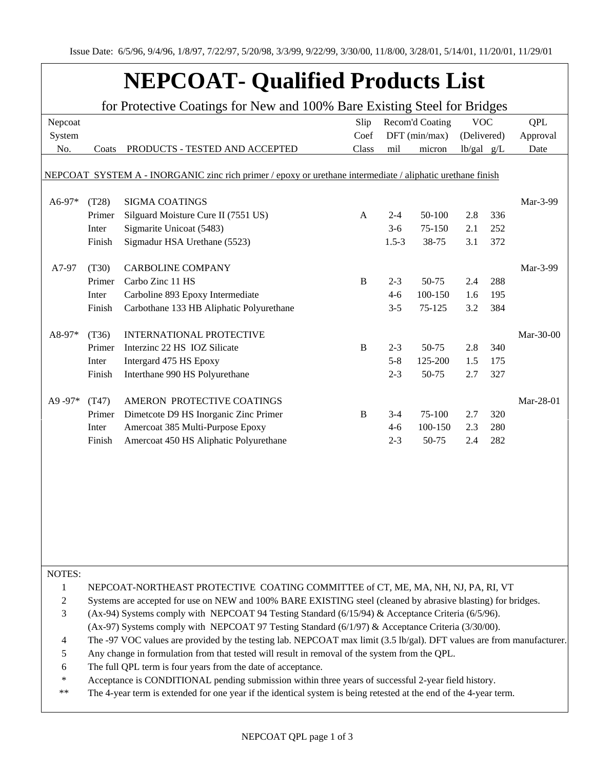Issue Date: 6/5/96, 9/4/96, 1/8/97, 7/22/97, 5/20/98, 3/3/99, 9/22/99, 3/30/00, 11/8/00, 3/28/01, 5/14/01, 11/20/01, 11/29/01

# NEPCOAT- Qualified Products List

for Protective Coatings for New and 100% Bare Existing Steel for Bridges

| Nepcoat System No. | Coats | PRODUCTS - TESTED AND ACCEPTED | Slip Coef Class | Recom'd Coating DFT (min/max) mil | micron | VOC (Delivered) lb/gal | g/L | QPL Approval Date |
|---|---|---|---|---|---|---|---|---|
| NEPCOAT SYSTEM A - INORGANIC zinc rich primer / epoxy or urethane intermediate / aliphatic urethane finish | | | | | | | | |
| A6-97* | (T28) | SIGMA COATINGS | | | | | | Mar-3-99 |
| | Primer | Silguard Moisture Cure II (7551 US) | A | 2-4 | 50-100 | 2.8 | 336 | |
| | Inter | Sigmarite Unicoat (5483) | | 3-6 | 75-150 | 2.1 | 252 | |
| | Finish | Sigmadur HSA Urethane (5523) | | 1.5-3 | 38-75 | 3.1 | 372 | |
| A7-97 | (T30) | CARBOLINE COMPANY | | | | | | Mar-3-99 |
| | Primer | Carbo Zinc 11 HS | B | 2-3 | 50-75 | 2.4 | 288 | |
| | Inter | Carboline 893 Epoxy Intermediate | | 4-6 | 100-150 | 1.6 | 195 | |
| | Finish | Carbothane 133 HB Aliphatic Polyurethane | | 3-5 | 75-125 | 3.2 | 384 | |
| A8-97* | (T36) | INTERNATIONAL PROTECTIVE | | | | | | Mar-30-00 |
| | Primer | Interzinc 22 HS IOZ Silicate | B | 2-3 | 50-75 | 2.8 | 340 | |
| | Inter | Intergard 475 HS Epoxy | | 5-8 | 125-200 | 1.5 | 175 | |
| | Finish | Interthane 990 HS Polyurethane | | 2-3 | 50-75 | 2.7 | 327 | |
| A9 -97* | (T47) | AMERON PROTECTIVE COATINGS | | | | | | Mar-28-01 |
| | Primer | Dimetcote D9 HS Inorganic Zinc Primer | B | 3-4 | 75-100 | 2.7 | 320 | |
| | Inter | Amercoat 385 Multi-Purpose Epoxy | | 4-6 | 100-150 | 2.3 | 280 | |
| | Finish | Amercoat 450 HS Aliphatic Polyurethane | | 2-3 | 50-75 | 2.4 | 282 | |

NOTES:

1 NEPCOAT-NORTHEAST PROTECTIVE COATING COMMITTEE of CT, ME, MA, NH, NJ, PA, RI, VT

2 Systems are accepted for use on NEW and 100% BARE EXISTING steel (cleaned by abrasive blasting) for bridges.

3 (Ax-94) Systems comply with NEPCOAT 94 Testing Standard (6/15/94) & Acceptance Criteria (6/5/96).
(Ax-97) Systems comply with NEPCOAT 97 Testing Standard (6/1/97) & Acceptance Criteria (3/30/00).

4 The -97 VOC values are provided by the testing lab. NEPCOAT max limit (3.5 lb/gal). DFT values are from manufacturer.

5 Any change in formulation from that tested will result in removal of the system from the QPL.

6 The full QPL term is four years from the date of acceptance.

\* Acceptance is CONDITIONAL pending submission within three years of successful 2-year field history.

\*\* The 4-year term is extended for one year if the identical system is being retested at the end of the 4-year term.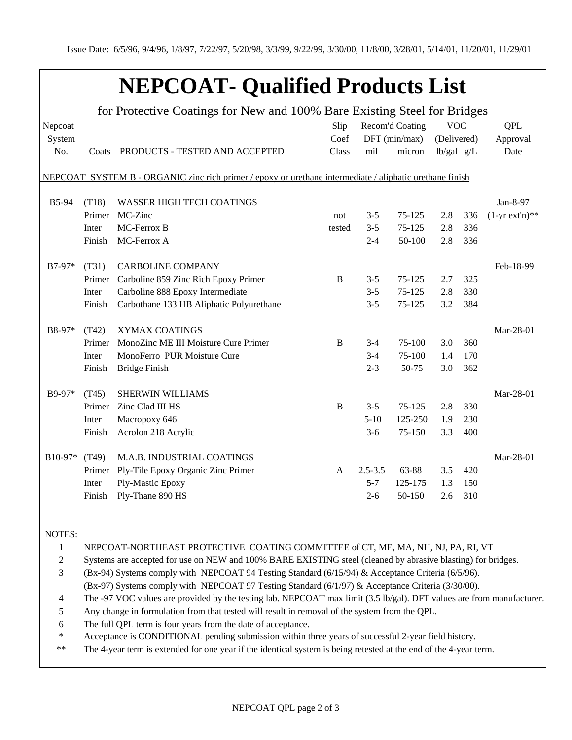Issue Date: 6/5/96, 9/4/96, 1/8/97, 7/22/97, 5/20/98, 3/3/99, 9/22/99, 3/30/00, 11/8/00, 3/28/01, 5/14/01, 11/20/01, 11/29/01

# NEPCOAT- Qualified Products List

for Protective Coatings for New and 100% Bare Existing Steel for Bridges

| Nepcoat System No. | Coats | PRODUCTS - TESTED AND ACCEPTED | Slip Coef Class | Recom'd Coating DFT (min/max) mil | micron | VOC (Delivered) lb/gal | g/L | QPL Approval Date |
|---|---|---|---|---|---|---|---|---|
| NEPCOAT SYSTEM B - ORGANIC zinc rich primer / epoxy or urethane intermediate / aliphatic urethane finish | | | | | | | | |
| B5-94 | (T18) | WASSER HIGH TECH COATINGS | | | | | | Jan-8-97 |
| | Primer | MC-Zinc | not | 3-5 | 75-125 | 2.8 | 336 | (1-yr ext'n)** |
| | Inter | MC-Ferrox B | tested | 3-5 | 75-125 | 2.8 | 336 | |
| | Finish | MC-Ferrox A | | 2-4 | 50-100 | 2.8 | 336 | |
| B7-97* | (T31) | CARBOLINE COMPANY | | | | | | Feb-18-99 |
| | Primer | Carboline 859 Zinc Rich Epoxy Primer | B | 3-5 | 75-125 | 2.7 | 325 | |
| | Inter | Carboline 888 Epoxy Intermediate | | 3-5 | 75-125 | 2.8 | 330 | |
| | Finish | Carbothane 133 HB Aliphatic Polyurethane | | 3-5 | 75-125 | 3.2 | 384 | |
| B8-97* | (T42) | XYMAX COATINGS | | | | | | Mar-28-01 |
| | Primer | MonoZinc ME III Moisture Cure Primer | B | 3-4 | 75-100 | 3.0 | 360 | |
| | Inter | MonoFerro PUR Moisture Cure | | 3-4 | 75-100 | 1.4 | 170 | |
| | Finish | Bridge Finish | | 2-3 | 50-75 | 3.0 | 362 | |
| B9-97* | (T45) | SHERWIN WILLIAMS | | | | | | Mar-28-01 |
| | Primer | Zinc Clad III HS | B | 3-5 | 75-125 | 2.8 | 330 | |
| | Inter | Macropoxy 646 | | 5-10 | 125-250 | 1.9 | 230 | |
| | Finish | Acrolon 218 Acrylic | | 3-6 | 75-150 | 3.3 | 400 | |
| B10-97* | (T49) | M.A.B. INDUSTRIAL COATINGS | | | | | | Mar-28-01 |
| | Primer | Ply-Tile Epoxy Organic Zinc Primer | A | 2.5-3.5 | 63-88 | 3.5 | 420 | |
| | Inter | Ply-Mastic Epoxy | | 5-7 | 125-175 | 1.3 | 150 | |
| | Finish | Ply-Thane 890 HS | | 2-6 | 50-150 | 2.6 | 310 | |

NOTES:

1. NEPCOAT-NORTHEAST PROTECTIVE COATING COMMITTEE of CT, ME, MA, NH, NJ, PA, RI, VT
2. Systems are accepted for use on NEW and 100% BARE EXISTING steel (cleaned by abrasive blasting) for bridges.
3. (Bx-94) Systems comply with NEPCOAT 94 Testing Standard (6/15/94) & Acceptance Criteria (6/5/96).
   (Bx-97) Systems comply with NEPCOAT 97 Testing Standard (6/1/97) & Acceptance Criteria (3/30/00).
4. The -97 VOC values are provided by the testing lab. NEPCOAT max limit (3.5 lb/gal). DFT values are from manufacturer.
5. Any change in formulation from that tested will result in removal of the system from the QPL.
6. The full QPL term is four years from the date of acceptance.

\* Acceptance is CONDITIONAL pending submission within three years of successful 2-year field history.

\*\* The 4-year term is extended for one year if the identical system is being retested at the end of the 4-year term.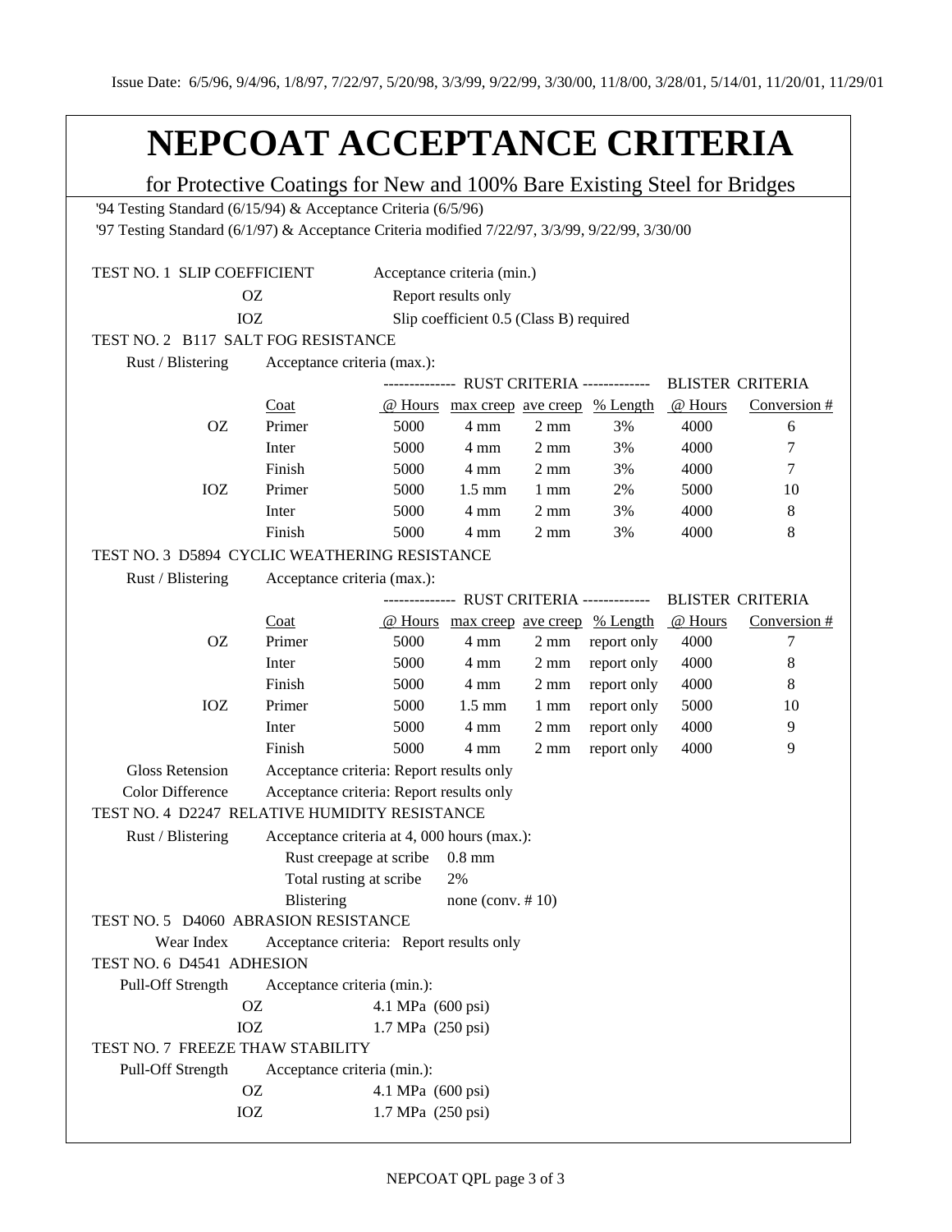Issue Date: 6/5/96, 9/4/96, 1/8/97, 7/22/97, 5/20/98, 3/3/99, 9/22/99, 3/30/00, 11/8/00, 3/28/01, 5/14/01, 11/20/01, 11/29/01

# NEPCOAT ACCEPTANCE CRITERIA

for Protective Coatings for New and 100% Bare Existing Steel for Bridges

'94 Testing Standard (6/15/94) & Acceptance Criteria (6/5/96)
'97 Testing Standard (6/1/97) & Acceptance Criteria modified 7/22/97, 3/3/99, 9/22/99, 3/30/00

## TEST NO. 1 SLIP COEFFICIENT

Acceptance criteria (min.)

- OZ: Report results only
- IOZ: Slip coefficient 0.5 (Class B) required

## TEST NO. 2 B117 SALT FOG RESISTANCE

Rust / Blistering — Acceptance criteria (max.):

| | | RUST CRITERIA | | | | BLISTER CRITERIA | |
|---|---|---|---|---|---|---|---|
| | Coat | @ Hours | max creep | ave creep | % Length | @ Hours | Conversion # |
| OZ | Primer | 5000 | 4 mm | 2 mm | 3% | 4000 | 6 |
| | Inter | 5000 | 4 mm | 2 mm | 3% | 4000 | 7 |
| | Finish | 5000 | 4 mm | 2 mm | 3% | 4000 | 7 |
| IOZ | Primer | 5000 | 1.5 mm | 1 mm | 2% | 5000 | 10 |
| | Inter | 5000 | 4 mm | 2 mm | 3% | 4000 | 8 |
| | Finish | 5000 | 4 mm | 2 mm | 3% | 4000 | 8 |

## TEST NO. 3 D5894 CYCLIC WEATHERING RESISTANCE

Rust / Blistering — Acceptance criteria (max.):

| | | RUST CRITERIA | | | | BLISTER CRITERIA | |
|---|---|---|---|---|---|---|---|
| | Coat | @ Hours | max creep | ave creep | % Length | @ Hours | Conversion # |
| OZ | Primer | 5000 | 4 mm | 2 mm | report only | 4000 | 7 |
| | Inter | 5000 | 4 mm | 2 mm | report only | 4000 | 8 |
| | Finish | 5000 | 4 mm | 2 mm | report only | 4000 | 8 |
| IOZ | Primer | 5000 | 1.5 mm | 1 mm | report only | 5000 | 10 |
| | Inter | 5000 | 4 mm | 2 mm | report only | 4000 | 9 |
| | Finish | 5000 | 4 mm | 2 mm | report only | 4000 | 9 |

Gloss Retension — Acceptance criteria: Report results only

Color Difference — Acceptance criteria: Report results only

## TEST NO. 4 D2247 RELATIVE HUMIDITY RESISTANCE

Rust / Blistering — Acceptance criteria at 4, 000 hours (max.):

- Rust creepage at scribe: 0.8 mm
- Total rusting at scribe: 2%
- Blistering: none (conv. # 10)

## TEST NO. 5 D4060 ABRASION RESISTANCE

Wear Index — Acceptance criteria: Report results only

## TEST NO. 6 D4541 ADHESION

Pull-Off Strength — Acceptance criteria (min.):

- OZ: 4.1 MPa (600 psi)
- IOZ: 1.7 MPa (250 psi)

## TEST NO. 7 FREEZE THAW STABILITY

Pull-Off Strength — Acceptance criteria (min.):

- OZ: 4.1 MPa (600 psi)
- IOZ: 1.7 MPa (250 psi)